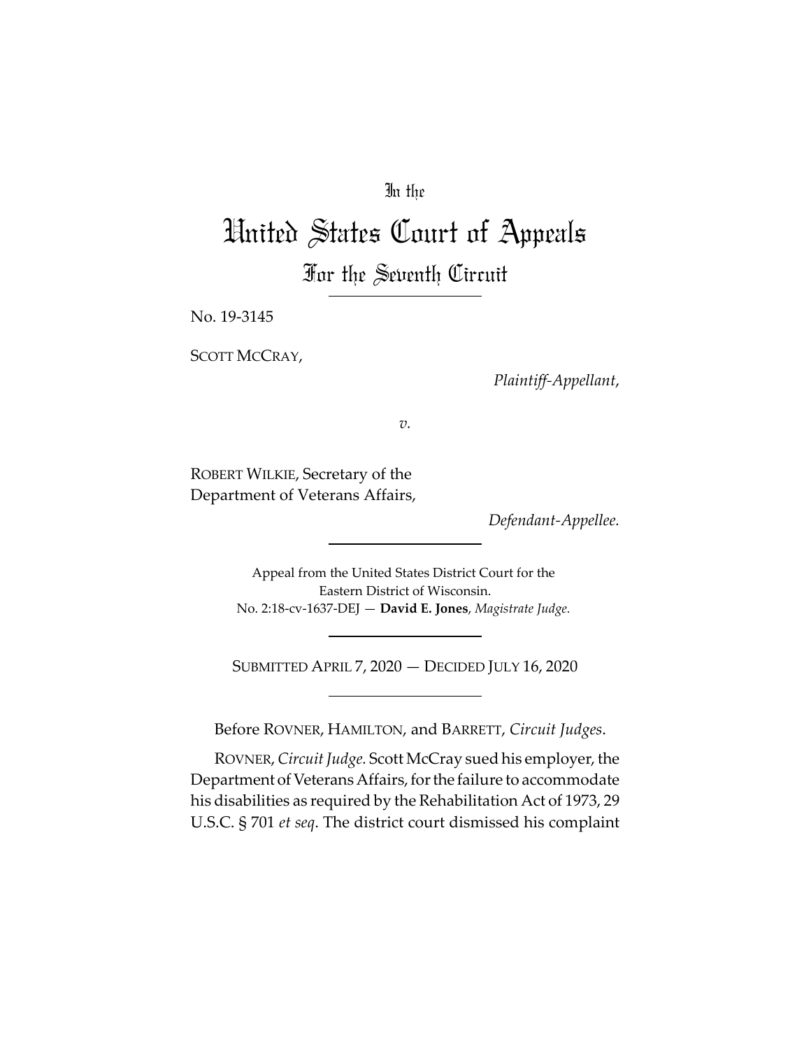In the

# United States Court of Appeals

## For the Seventh Circuit

No. 19-3145

SCOTT MCCRAY,

*Plaintiff-Appellant*,

*v.*

ROBERT WILKIE, Secretary of the Department of Veterans Affairs,

*Defendant-Appellee.*

Appeal from the United States District Court for the Eastern District of Wisconsin.
No. 2:18-cv-1637-DEJ — **David E. Jones**, *Magistrate Judge.*

SUBMITTED APRIL 7, 2020 — DECIDED JULY 16, 2020

Before ROVNER, HAMILTON, and BARRETT, *Circuit Judges*.

ROVNER, *Circuit Judge.* Scott McCray sued his employer, the Department of Veterans Affairs, for the failure to accommodate his disabilities as required by the Rehabilitation Act of 1973, 29 U.S.C. § 701 *et seq*. The district court dismissed his complaint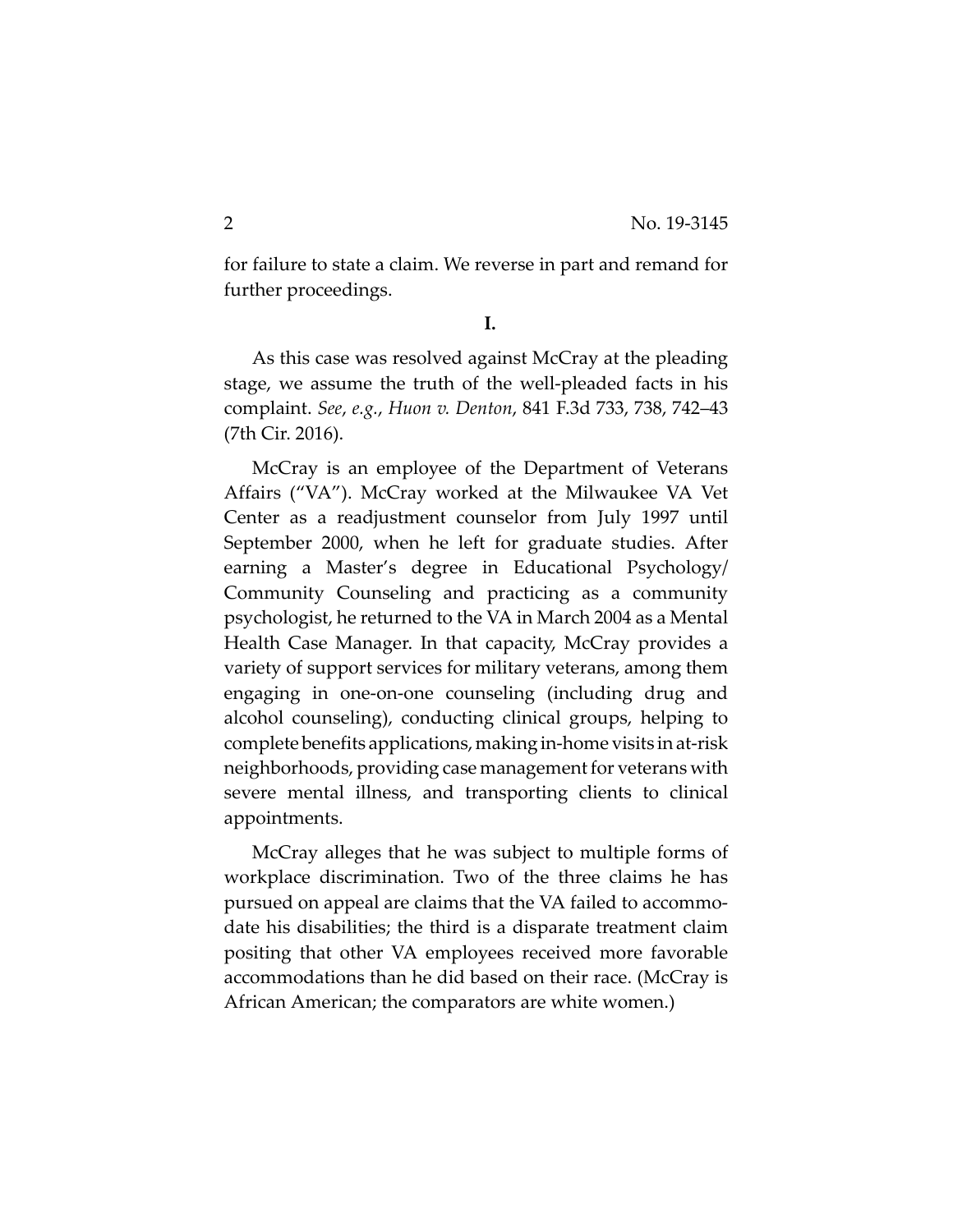for failure to state a claim. We reverse in part and remand for further proceedings.

**I.**

As this case was resolved against McCray at the pleading stage, we assume the truth of the well-pleaded facts in his complaint. *See, e.g.*, *Huon v. Denton*, 841 F.3d 733, 738, 742–43 (7th Cir. 2016).

McCray is an employee of the Department of Veterans Affairs ("VA"). McCray worked at the Milwaukee VA Vet Center as a readjustment counselor from July 1997 until September 2000, when he left for graduate studies. After earning a Master's degree in Educational Psychology/ Community Counseling and practicing as a community psychologist, he returned to the VA in March 2004 as a Mental Health Case Manager. In that capacity, McCray provides a variety of support services for military veterans, among them engaging in one-on-one counseling (including drug and alcohol counseling), conducting clinical groups, helping to complete benefits applications, making in-home visits in at-risk neighborhoods, providing case management for veterans with severe mental illness, and transporting clients to clinical appointments.

McCray alleges that he was subject to multiple forms of workplace discrimination. Two of the three claims he has pursued on appeal are claims that the VA failed to accommodate his disabilities; the third is a disparate treatment claim positing that other VA employees received more favorable accommodations than he did based on their race. (McCray is African American; the comparators are white women.)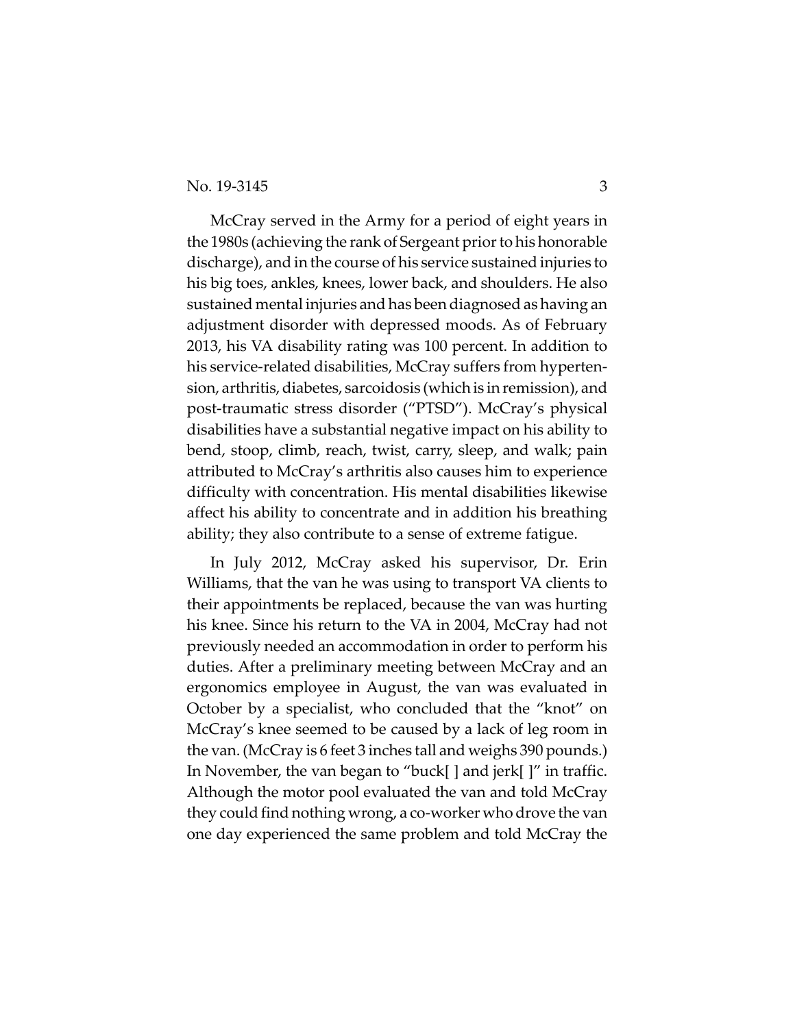McCray served in the Army for a period of eight years in the 1980s (achieving the rank of Sergeant prior to his honorable discharge), and in the course of his service sustained injuries to his big toes, ankles, knees, lower back, and shoulders. He also sustained mental injuries and has been diagnosed as having an adjustment disorder with depressed moods. As of February 2013, his VA disability rating was 100 percent. In addition to his service-related disabilities, McCray suffers from hypertension, arthritis, diabetes, sarcoidosis (which is in remission), and post-traumatic stress disorder ("PTSD"). McCray's physical disabilities have a substantial negative impact on his ability to bend, stoop, climb, reach, twist, carry, sleep, and walk; pain attributed to McCray's arthritis also causes him to experience difficulty with concentration. His mental disabilities likewise affect his ability to concentrate and in addition his breathing ability; they also contribute to a sense of extreme fatigue.

In July 2012, McCray asked his supervisor, Dr. Erin Williams, that the van he was using to transport VA clients to their appointments be replaced, because the van was hurting his knee. Since his return to the VA in 2004, McCray had not previously needed an accommodation in order to perform his duties. After a preliminary meeting between McCray and an ergonomics employee in August, the van was evaluated in October by a specialist, who concluded that the "knot" on McCray's knee seemed to be caused by a lack of leg room in the van. (McCray is 6 feet 3 inches tall and weighs 390 pounds.) In November, the van began to "buck[ ] and jerk[ ]" in traffic. Although the motor pool evaluated the van and told McCray they could find nothing wrong, a co-worker who drove the van one day experienced the same problem and told McCray the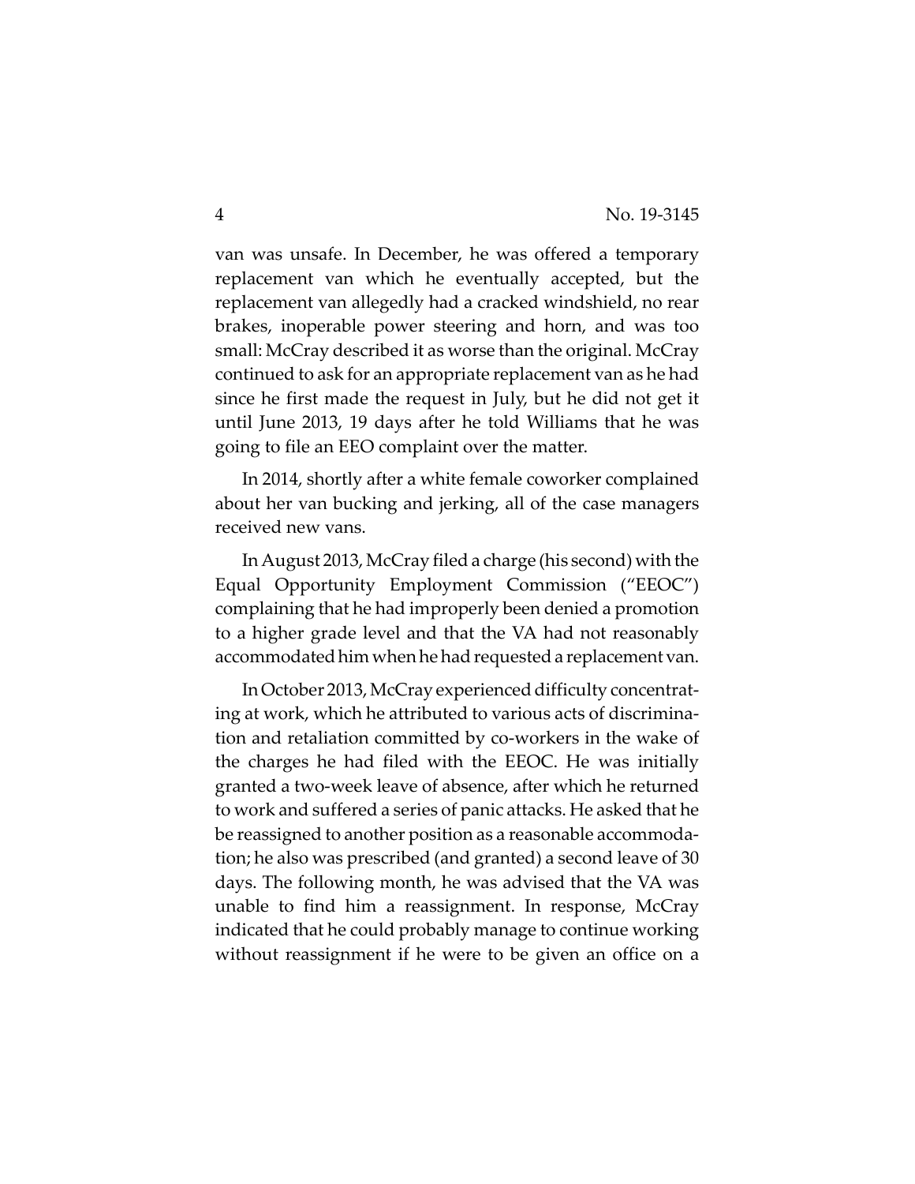van was unsafe. In December, he was offered a temporary replacement van which he eventually accepted, but the replacement van allegedly had a cracked windshield, no rear brakes, inoperable power steering and horn, and was too small: McCray described it as worse than the original. McCray continued to ask for an appropriate replacement van as he had since he first made the request in July, but he did not get it until June 2013, 19 days after he told Williams that he was going to file an EEO complaint over the matter.

In 2014, shortly after a white female coworker complained about her van bucking and jerking, all of the case managers received new vans.

In August 2013, McCray filed a charge (his second) with the Equal Opportunity Employment Commission ("EEOC") complaining that he had improperly been denied a promotion to a higher grade level and that the VA had not reasonably accommodated him when he had requested a replacement van.

In October 2013, McCray experienced difficulty concentrating at work, which he attributed to various acts of discrimination and retaliation committed by co-workers in the wake of the charges he had filed with the EEOC. He was initially granted a two-week leave of absence, after which he returned to work and suffered a series of panic attacks. He asked that he be reassigned to another position as a reasonable accommodation; he also was prescribed (and granted) a second leave of 30 days. The following month, he was advised that the VA was unable to find him a reassignment. In response, McCray indicated that he could probably manage to continue working without reassignment if he were to be given an office on a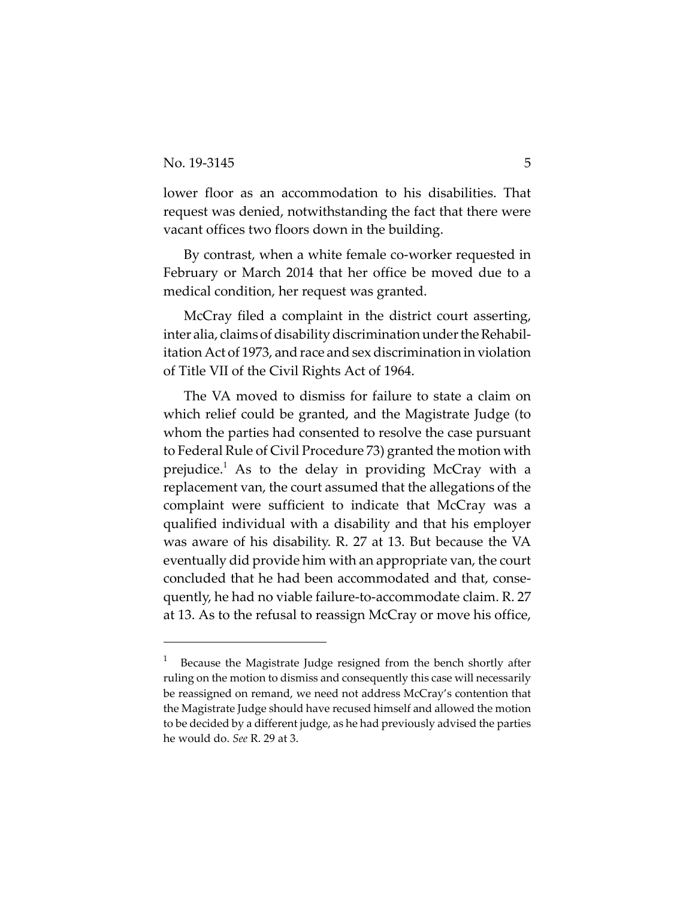lower floor as an accommodation to his disabilities. That request was denied, notwithstanding the fact that there were vacant offices two floors down in the building.

By contrast, when a white female co-worker requested in February or March 2014 that her office be moved due to a medical condition, her request was granted.

McCray filed a complaint in the district court asserting, inter alia, claims of disability discrimination under the Rehabilitation Act of 1973, and race and sex discrimination in violation of Title VII of the Civil Rights Act of 1964.

The VA moved to dismiss for failure to state a claim on which relief could be granted, and the Magistrate Judge (to whom the parties had consented to resolve the case pursuant to Federal Rule of Civil Procedure 73) granted the motion with prejudice.[1] As to the delay in providing McCray with a replacement van, the court assumed that the allegations of the complaint were sufficient to indicate that McCray was a qualified individual with a disability and that his employer was aware of his disability. R. 27 at 13. But because the VA eventually did provide him with an appropriate van, the court concluded that he had been accommodated and that, consequently, he had no viable failure-to-accommodate claim. R. 27 at 13. As to the refusal to reassign McCray or move his office,

[1] Because the Magistrate Judge resigned from the bench shortly after ruling on the motion to dismiss and consequently this case will necessarily be reassigned on remand, we need not address McCray's contention that the Magistrate Judge should have recused himself and allowed the motion to be decided by a different judge, as he had previously advised the parties he would do. *See* R. 29 at 3.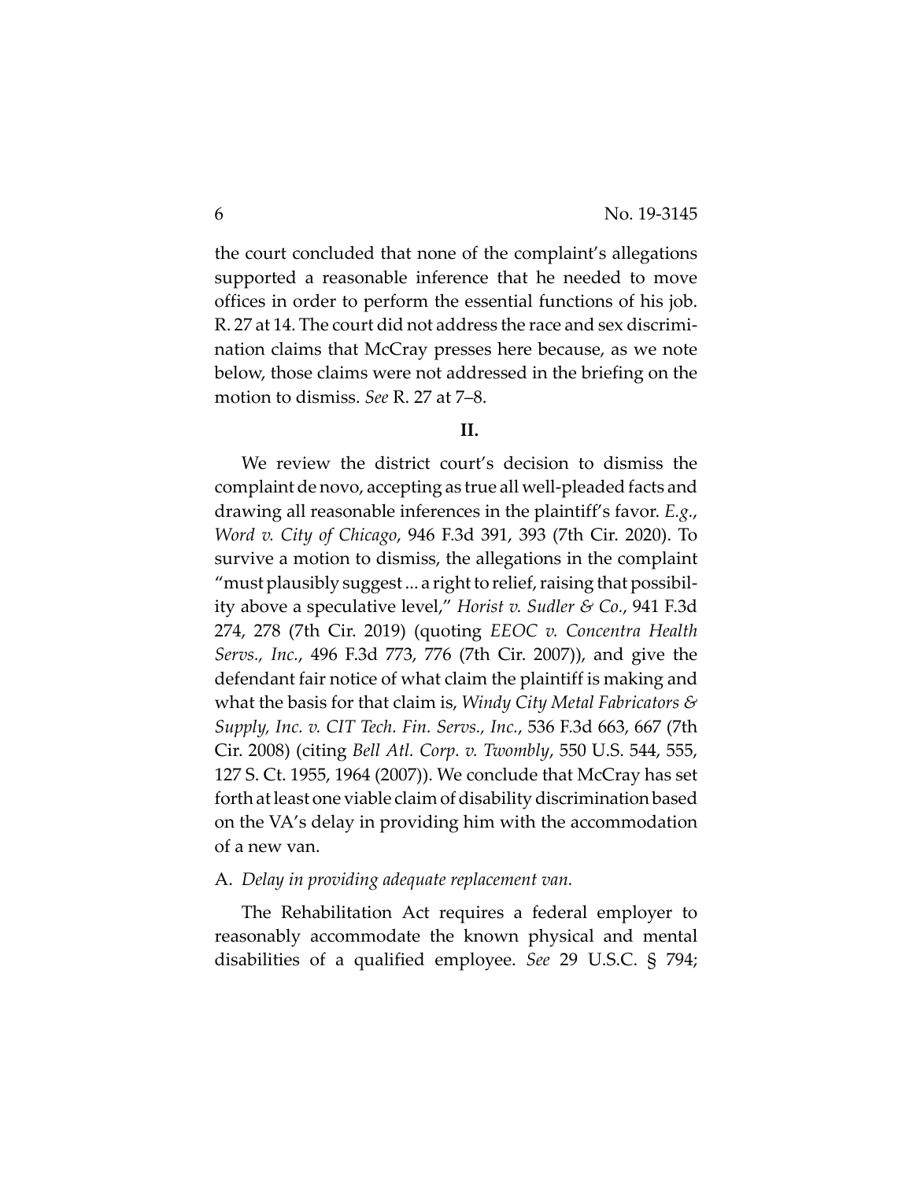the court concluded that none of the complaint's allegations supported a reasonable inference that he needed to move offices in order to perform the essential functions of his job. R. 27 at 14. The court did not address the race and sex discrimination claims that McCray presses here because, as we note below, those claims were not addressed in the briefing on the motion to dismiss. *See* R. 27 at 7–8.

## II.

We review the district court's decision to dismiss the complaint de novo, accepting as true all well-pleaded facts and drawing all reasonable inferences in the plaintiff's favor. *E.g.*, *Word v. City of Chicago*, 946 F.3d 391, 393 (7th Cir. 2020). To survive a motion to dismiss, the allegations in the complaint "must plausibly suggest ... a right to relief, raising that possibility above a speculative level," *Horist v. Sudler & Co.*, 941 F.3d 274, 278 (7th Cir. 2019) (quoting *EEOC v. Concentra Health Servs., Inc.*, 496 F.3d 773, 776 (7th Cir. 2007)), and give the defendant fair notice of what claim the plaintiff is making and what the basis for that claim is, *Windy City Metal Fabricators & Supply, Inc. v. CIT Tech. Fin. Servs., Inc.*, 536 F.3d 663, 667 (7th Cir. 2008) (citing *Bell Atl. Corp. v. Twombly*, 550 U.S. 544, 555, 127 S. Ct. 1955, 1964 (2007)). We conclude that McCray has set forth at least one viable claim of disability discrimination based on the VA's delay in providing him with the accommodation of a new van.

A. *Delay in providing adequate replacement van.*

The Rehabilitation Act requires a federal employer to reasonably accommodate the known physical and mental disabilities of a qualified employee. *See* 29 U.S.C. § 794;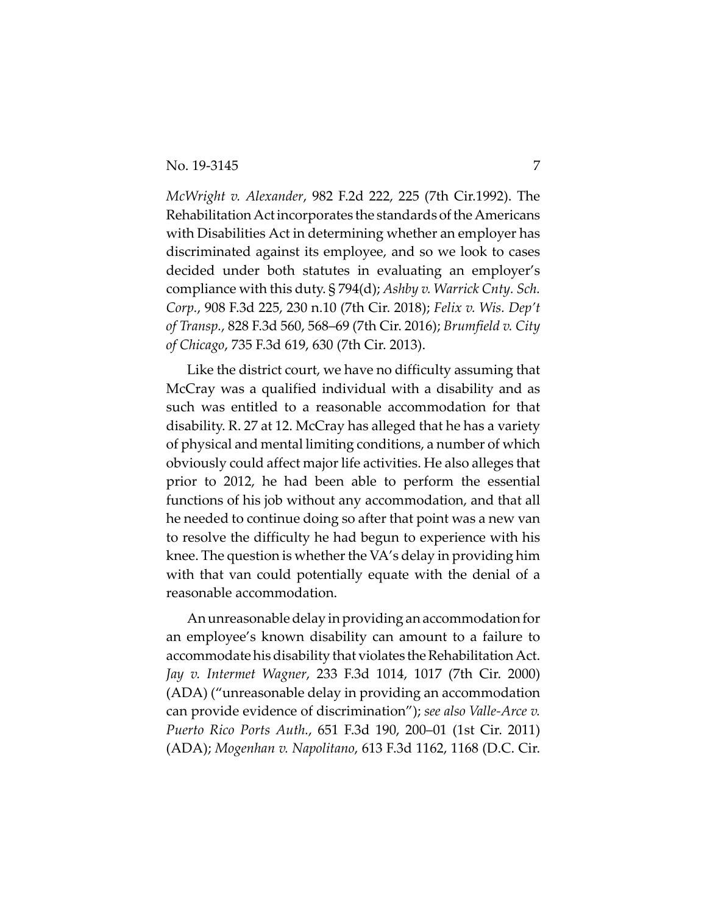*McWright v. Alexander*, 982 F.2d 222, 225 (7th Cir.1992). The Rehabilitation Act incorporates the standards of the Americans with Disabilities Act in determining whether an employer has discriminated against its employee, and so we look to cases decided under both statutes in evaluating an employer's compliance with this duty. § 794(d); *Ashby v. Warrick Cnty. Sch. Corp.*, 908 F.3d 225, 230 n.10 (7th Cir. 2018); *Felix v. Wis. Dep't of Transp.*, 828 F.3d 560, 568–69 (7th Cir. 2016); *Brumfield v. City of Chicago*, 735 F.3d 619, 630 (7th Cir. 2013).

Like the district court, we have no difficulty assuming that McCray was a qualified individual with a disability and as such was entitled to a reasonable accommodation for that disability. R. 27 at 12. McCray has alleged that he has a variety of physical and mental limiting conditions, a number of which obviously could affect major life activities. He also alleges that prior to 2012, he had been able to perform the essential functions of his job without any accommodation, and that all he needed to continue doing so after that point was a new van to resolve the difficulty he had begun to experience with his knee. The question is whether the VA's delay in providing him with that van could potentially equate with the denial of a reasonable accommodation.

An unreasonable delay in providing an accommodation for an employee's known disability can amount to a failure to accommodate his disability that violates the Rehabilitation Act. *Jay v. Intermet Wagner*, 233 F.3d 1014, 1017 (7th Cir. 2000) (ADA) ("unreasonable delay in providing an accommodation can provide evidence of discrimination"); *see also Valle-Arce v. Puerto Rico Ports Auth.*, 651 F.3d 190, 200–01 (1st Cir. 2011) (ADA); *Mogenhan v. Napolitano*, 613 F.3d 1162, 1168 (D.C. Cir.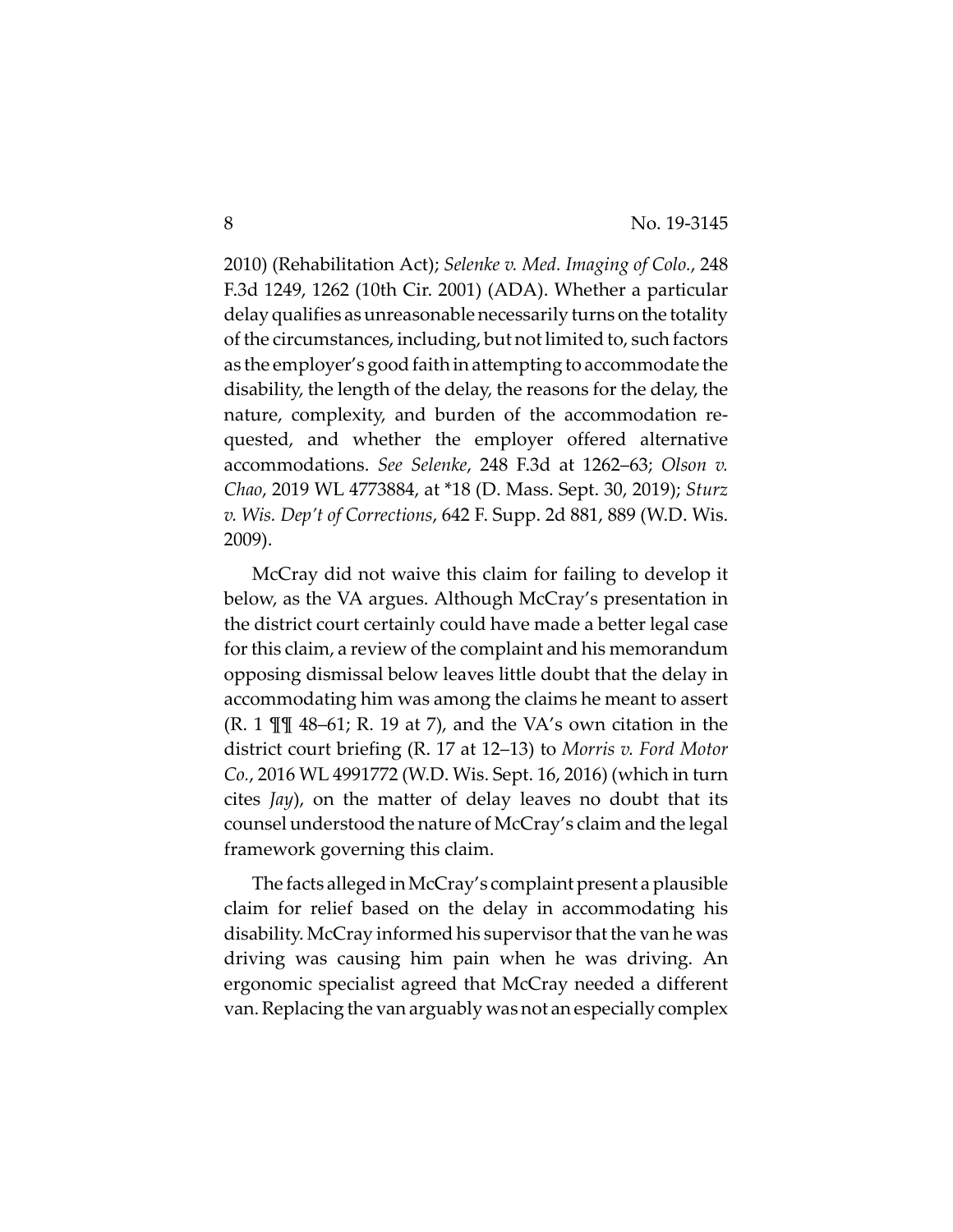2010) (Rehabilitation Act); *Selenke v. Med. Imaging of Colo.*, 248 F.3d 1249, 1262 (10th Cir. 2001) (ADA). Whether a particular delay qualifies as unreasonable necessarily turns on the totality of the circumstances, including, but not limited to, such factors as the employer's good faith in attempting to accommodate the disability, the length of the delay, the reasons for the delay, the nature, complexity, and burden of the accommodation requested, and whether the employer offered alternative accommodations. *See Selenke*, 248 F.3d at 1262–63; *Olson v. Chao*, 2019 WL 4773884, at *18 (D. Mass. Sept. 30, 2019); *Sturz v. Wis. Dep't of Corrections*, 642 F. Supp. 2d 881, 889 (W.D. Wis. 2009).

McCray did not waive this claim for failing to develop it below, as the VA argues. Although McCray's presentation in the district court certainly could have made a better legal case for this claim, a review of the complaint and his memorandum opposing dismissal below leaves little doubt that the delay in accommodating him was among the claims he meant to assert (R. 1 ¶¶ 48–61; R. 19 at 7), and the VA's own citation in the district court briefing (R. 17 at 12–13) to *Morris v. Ford Motor Co.*, 2016 WL 4991772 (W.D. Wis. Sept. 16, 2016) (which in turn cites *Jay*), on the matter of delay leaves no doubt that its counsel understood the nature of McCray's claim and the legal framework governing this claim.

The facts alleged in McCray's complaint present a plausible claim for relief based on the delay in accommodating his disability. McCray informed his supervisor that the van he was driving was causing him pain when he was driving. An ergonomic specialist agreed that McCray needed a different van. Replacing the van arguably was not an especially complex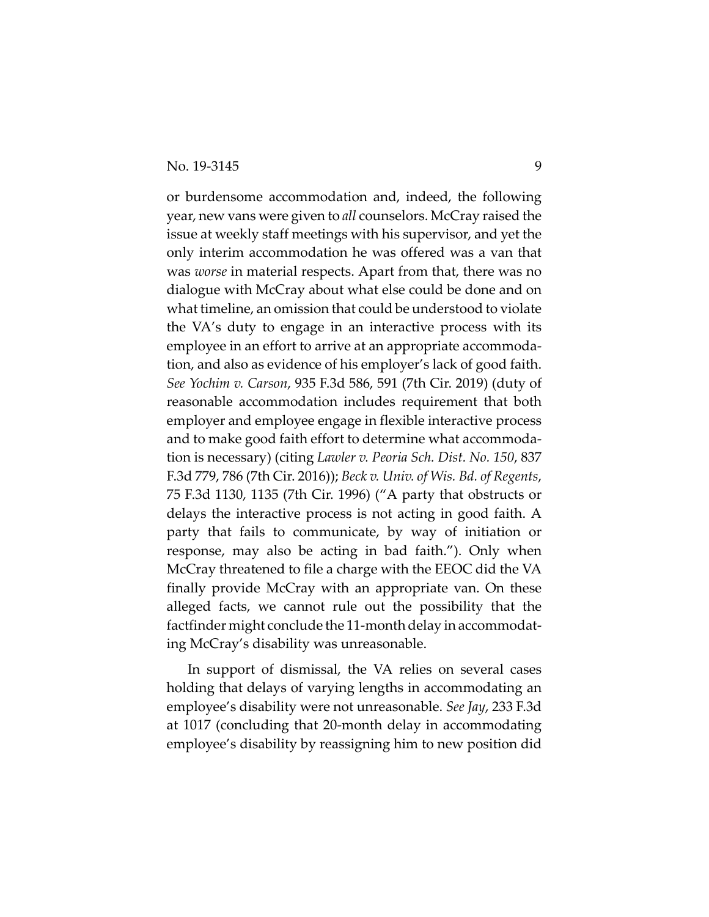or burdensome accommodation and, indeed, the following year, new vans were given to *all* counselors. McCray raised the issue at weekly staff meetings with his supervisor, and yet the only interim accommodation he was offered was a van that was *worse* in material respects. Apart from that, there was no dialogue with McCray about what else could be done and on what timeline, an omission that could be understood to violate the VA's duty to engage in an interactive process with its employee in an effort to arrive at an appropriate accommodation, and also as evidence of his employer's lack of good faith. *See Yochim v. Carson*, 935 F.3d 586, 591 (7th Cir. 2019) (duty of reasonable accommodation includes requirement that both employer and employee engage in flexible interactive process and to make good faith effort to determine what accommodation is necessary) (citing *Lawler v. Peoria Sch. Dist. No. 150*, 837 F.3d 779, 786 (7th Cir. 2016)); *Beck v. Univ. of Wis. Bd. of Regents*, 75 F.3d 1130, 1135 (7th Cir. 1996) ("A party that obstructs or delays the interactive process is not acting in good faith. A party that fails to communicate, by way of initiation or response, may also be acting in bad faith."). Only when McCray threatened to file a charge with the EEOC did the VA finally provide McCray with an appropriate van. On these alleged facts, we cannot rule out the possibility that the factfinder might conclude the 11-month delay in accommodating McCray's disability was unreasonable.

In support of dismissal, the VA relies on several cases holding that delays of varying lengths in accommodating an employee's disability were not unreasonable. *See Jay*, 233 F.3d at 1017 (concluding that 20-month delay in accommodating employee's disability by reassigning him to new position did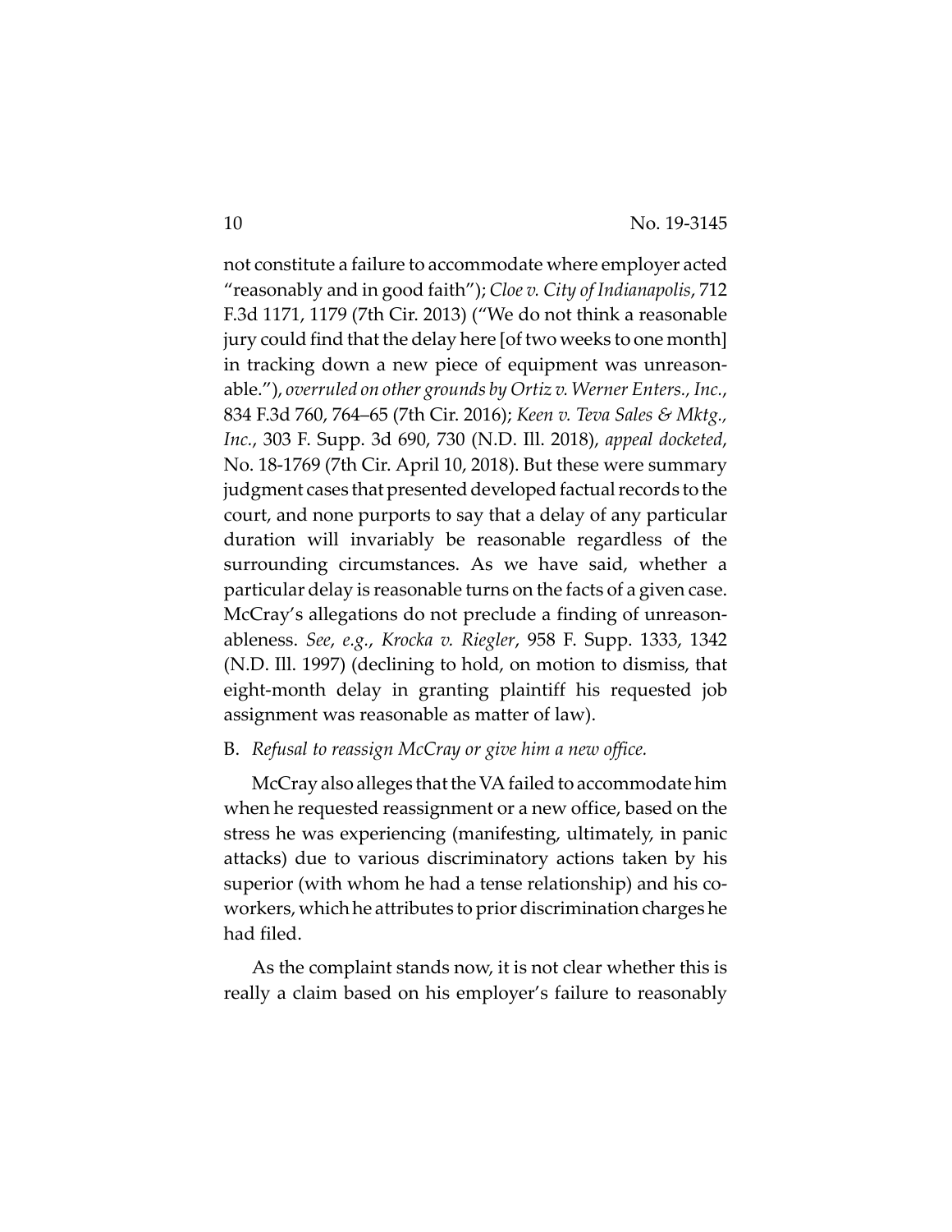not constitute a failure to accommodate where employer acted "reasonably and in good faith"); *Cloe v. City of Indianapolis*, 712 F.3d 1171, 1179 (7th Cir. 2013) ("We do not think a reasonable jury could find that the delay here [of two weeks to one month] in tracking down a new piece of equipment was unreasonable."), *overruled on other grounds by Ortiz v. Werner Enters., Inc.*, 834 F.3d 760, 764–65 (7th Cir. 2016); *Keen v. Teva Sales & Mktg., Inc.*, 303 F. Supp. 3d 690, 730 (N.D. Ill. 2018), *appeal docketed*, No. 18-1769 (7th Cir. April 10, 2018). But these were summary judgment cases that presented developed factual records to the court, and none purports to say that a delay of any particular duration will invariably be reasonable regardless of the surrounding circumstances. As we have said, whether a particular delay is reasonable turns on the facts of a given case. McCray's allegations do not preclude a finding of unreasonableness. *See*, *e.g.*, *Krocka v. Riegler*, 958 F. Supp. 1333, 1342 (N.D. Ill. 1997) (declining to hold, on motion to dismiss, that eight-month delay in granting plaintiff his requested job assignment was reasonable as matter of law).

B. *Refusal to reassign McCray or give him a new office.*

McCray also alleges that the VA failed to accommodate him when he requested reassignment or a new office, based on the stress he was experiencing (manifesting, ultimately, in panic attacks) due to various discriminatory actions taken by his superior (with whom he had a tense relationship) and his co-workers, which he attributes to prior discrimination charges he had filed.

As the complaint stands now, it is not clear whether this is really a claim based on his employer's failure to reasonably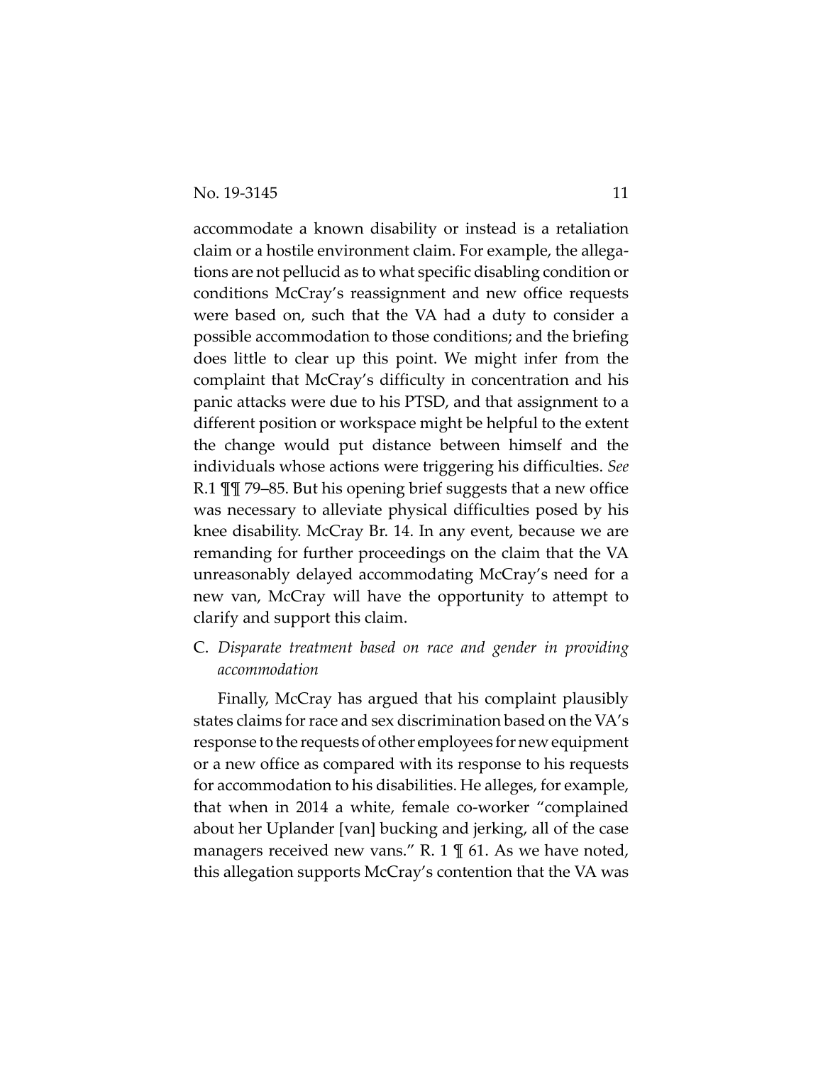accommodate a known disability or instead is a retaliation claim or a hostile environment claim. For example, the allegations are not pellucid as to what specific disabling condition or conditions McCray's reassignment and new office requests were based on, such that the VA had a duty to consider a possible accommodation to those conditions; and the briefing does little to clear up this point. We might infer from the complaint that McCray's difficulty in concentration and his panic attacks were due to his PTSD, and that assignment to a different position or workspace might be helpful to the extent the change would put distance between himself and the individuals whose actions were triggering his difficulties. *See* R.1 ¶¶ 79–85. But his opening brief suggests that a new office was necessary to alleviate physical difficulties posed by his knee disability. McCray Br. 14. In any event, because we are remanding for further proceedings on the claim that the VA unreasonably delayed accommodating McCray's need for a new van, McCray will have the opportunity to attempt to clarify and support this claim.

C. *Disparate treatment based on race and gender in providing accommodation*

Finally, McCray has argued that his complaint plausibly states claims for race and sex discrimination based on the VA's response to the requests of other employees for new equipment or a new office as compared with its response to his requests for accommodation to his disabilities. He alleges, for example, that when in 2014 a white, female co-worker "complained about her Uplander [van] bucking and jerking, all of the case managers received new vans." R. 1 ¶ 61. As we have noted, this allegation supports McCray's contention that the VA was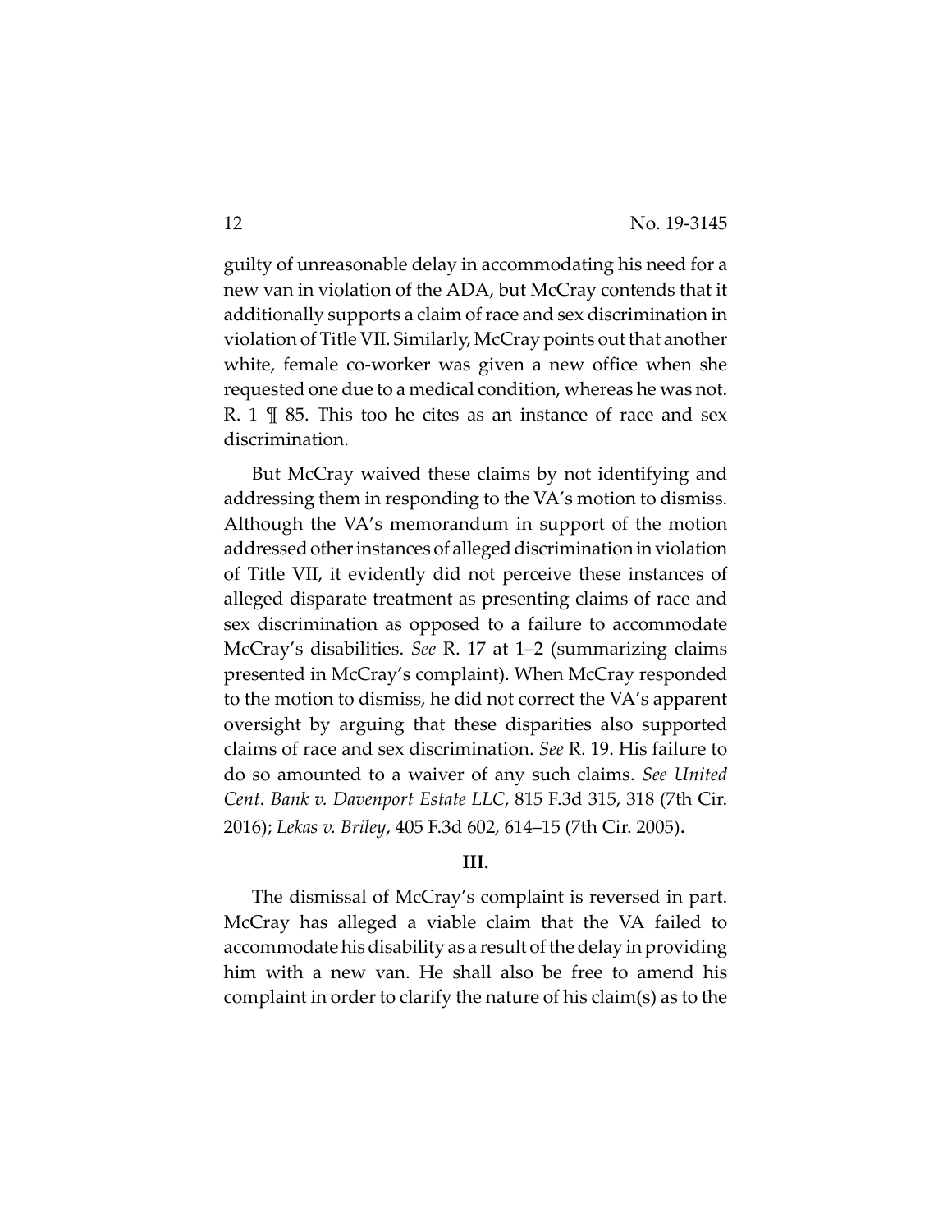guilty of unreasonable delay in accommodating his need for a new van in violation of the ADA, but McCray contends that it additionally supports a claim of race and sex discrimination in violation of Title VII. Similarly, McCray points out that another white, female co-worker was given a new office when she requested one due to a medical condition, whereas he was not. R. 1 ¶ 85. This too he cites as an instance of race and sex discrimination.

But McCray waived these claims by not identifying and addressing them in responding to the VA's motion to dismiss. Although the VA's memorandum in support of the motion addressed other instances of alleged discrimination in violation of Title VII, it evidently did not perceive these instances of alleged disparate treatment as presenting claims of race and sex discrimination as opposed to a failure to accommodate McCray's disabilities. *See* R. 17 at 1–2 (summarizing claims presented in McCray's complaint). When McCray responded to the motion to dismiss, he did not correct the VA's apparent oversight by arguing that these disparities also supported claims of race and sex discrimination. *See* R. 19. His failure to do so amounted to a waiver of any such claims. *See United Cent. Bank v. Davenport Estate LLC*, 815 F.3d 315, 318 (7th Cir. 2016); *Lekas v. Briley*, 405 F.3d 602, 614–15 (7th Cir. 2005).

## III.

The dismissal of McCray's complaint is reversed in part. McCray has alleged a viable claim that the VA failed to accommodate his disability as a result of the delay in providing him with a new van. He shall also be free to amend his complaint in order to clarify the nature of his claim(s) as to the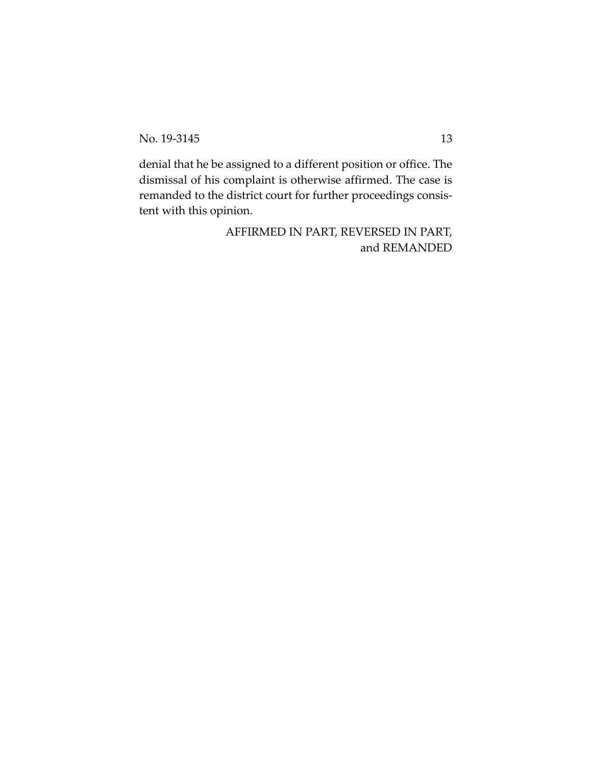denial that he be assigned to a different position or office. The dismissal of his complaint is otherwise affirmed. The case is remanded to the district court for further proceedings consistent with this opinion.

AFFIRMED IN PART, REVERSED IN PART, and REMANDED